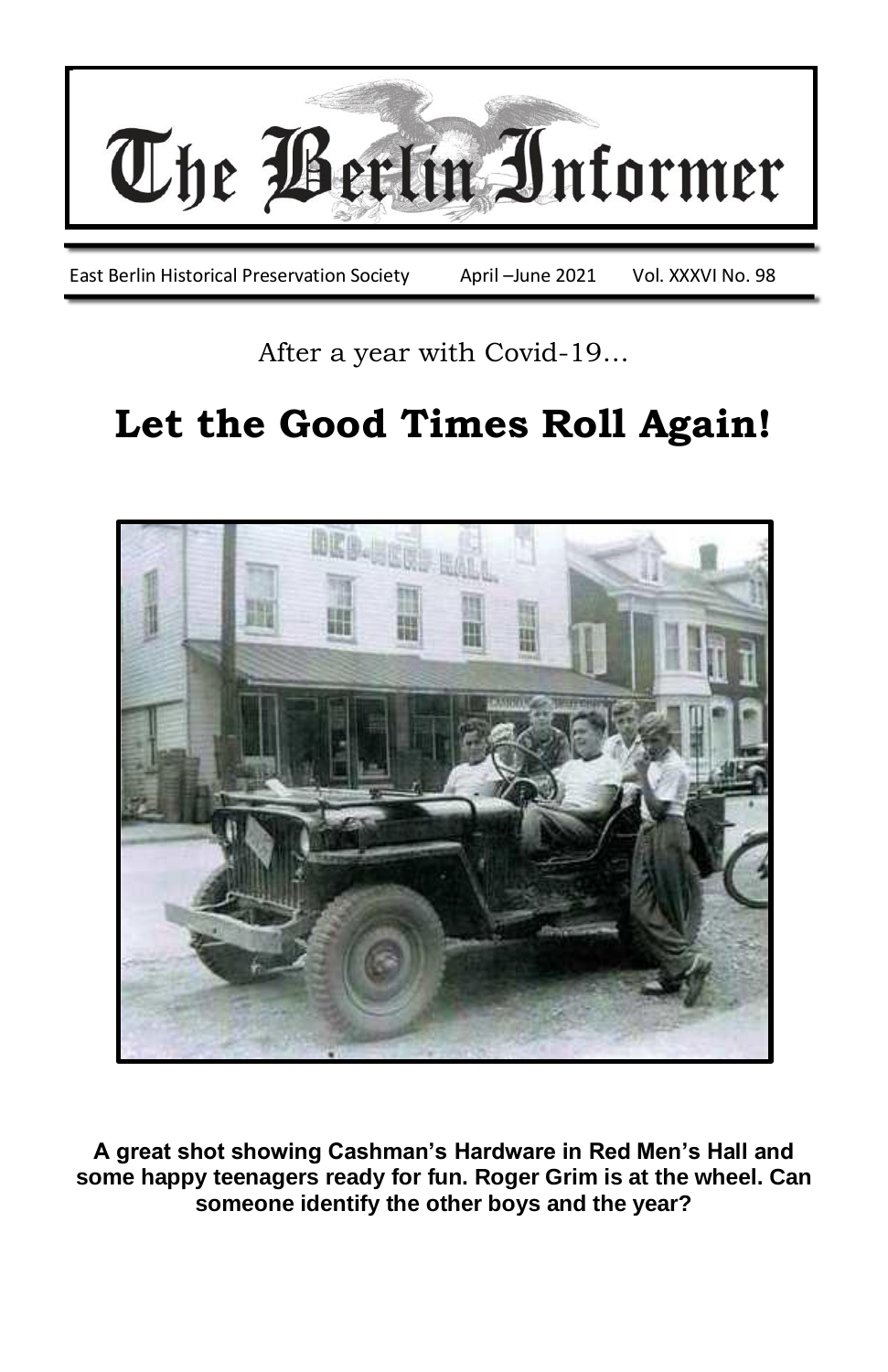# The Berlin Informer

East Berlin Historical Preservation Society    April –June 2021    Vol. XXXVI No. 98

After a year with Covid-19…

## Let the Good Times Roll Again!

**A great shot showing Cashman's Hardware in Red Men's Hall and some happy teenagers ready for fun. Roger Grim is at the wheel. Can someone identify the other boys and the year?**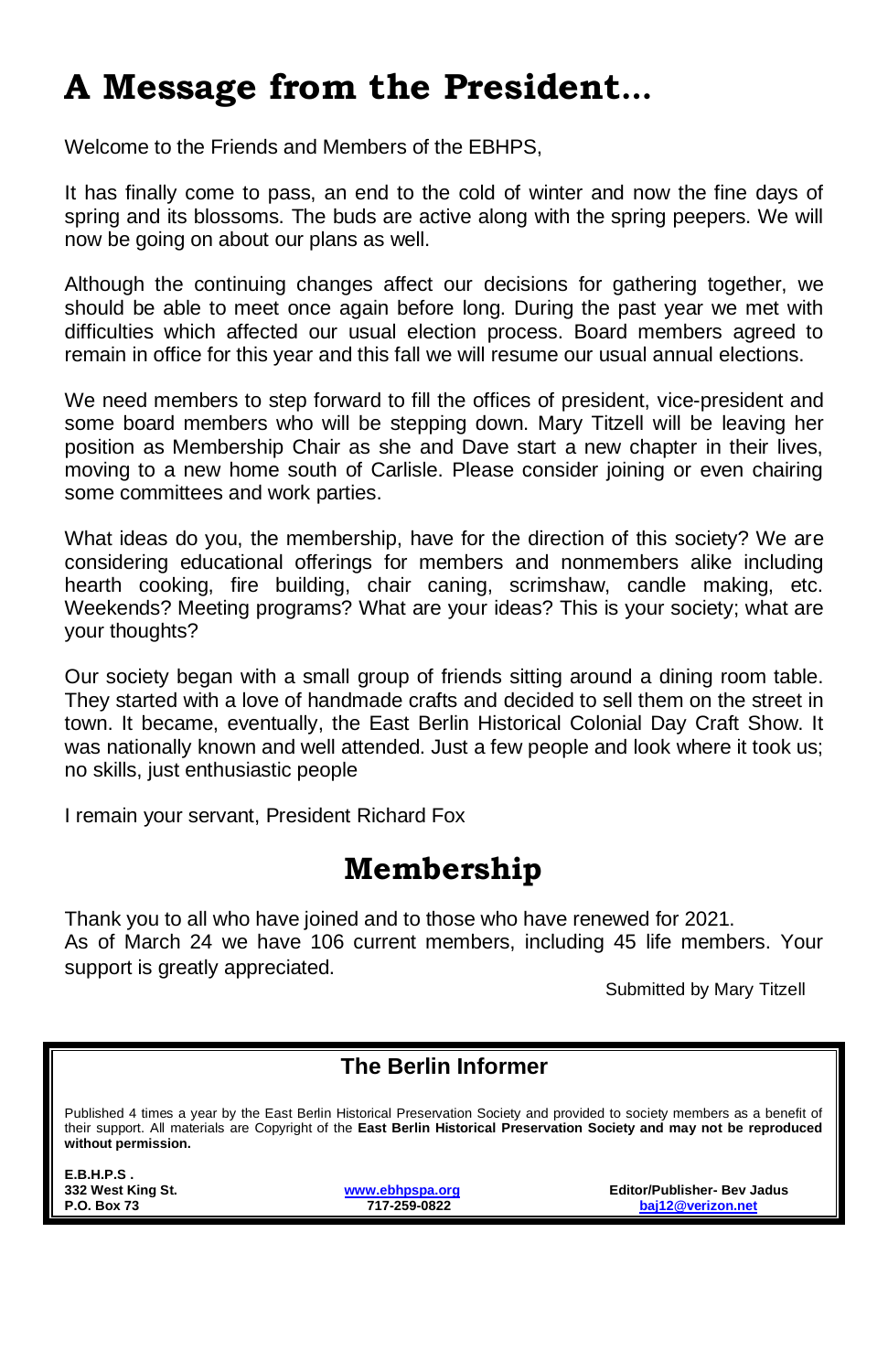# A Message from the President…

Welcome to the Friends and Members of the EBHPS,

It has finally come to pass, an end to the cold of winter and now the fine days of spring and its blossoms. The buds are active along with the spring peepers. We will now be going on about our plans as well.

Although the continuing changes affect our decisions for gathering together, we should be able to meet once again before long. During the past year we met with difficulties which affected our usual election process. Board members agreed to remain in office for this year and this fall we will resume our usual annual elections.

We need members to step forward to fill the offices of president, vice-president and some board members who will be stepping down. Mary Titzell will be leaving her position as Membership Chair as she and Dave start a new chapter in their lives, moving to a new home south of Carlisle. Please consider joining or even chairing some committees and work parties.

What ideas do you, the membership, have for the direction of this society? We are considering educational offerings for members and nonmembers alike including hearth cooking, fire building, chair caning, scrimshaw, candle making, etc. Weekends? Meeting programs? What are your ideas? This is your society; what are your thoughts?

Our society began with a small group of friends sitting around a dining room table. They started with a love of handmade crafts and decided to sell them on the street in town. It became, eventually, the East Berlin Historical Colonial Day Craft Show. It was nationally known and well attended. Just a few people and look where it took us; no skills, just enthusiastic people

I remain your servant, President Richard Fox

# Membership

Thank you to all who have joined and to those who have renewed for 2021.
As of March 24 we have 106 current members, including 45 life members. Your support is greatly appreciated.

Submitted by Mary Titzell

## The Berlin Informer

Published 4 times a year by the East Berlin Historical Preservation Society and provided to society members as a benefit of their support. All materials are Copyright of the **East Berlin Historical Preservation Society and may not be reproduced without permission.**

**E.B.H.P.S .**
**332 West King St.**
**P.O. Box 73**

**www.ebhpspa.org**
**717-259-0822**

**Editor/Publisher- Bev Jadus**
**baj12@verizon.net**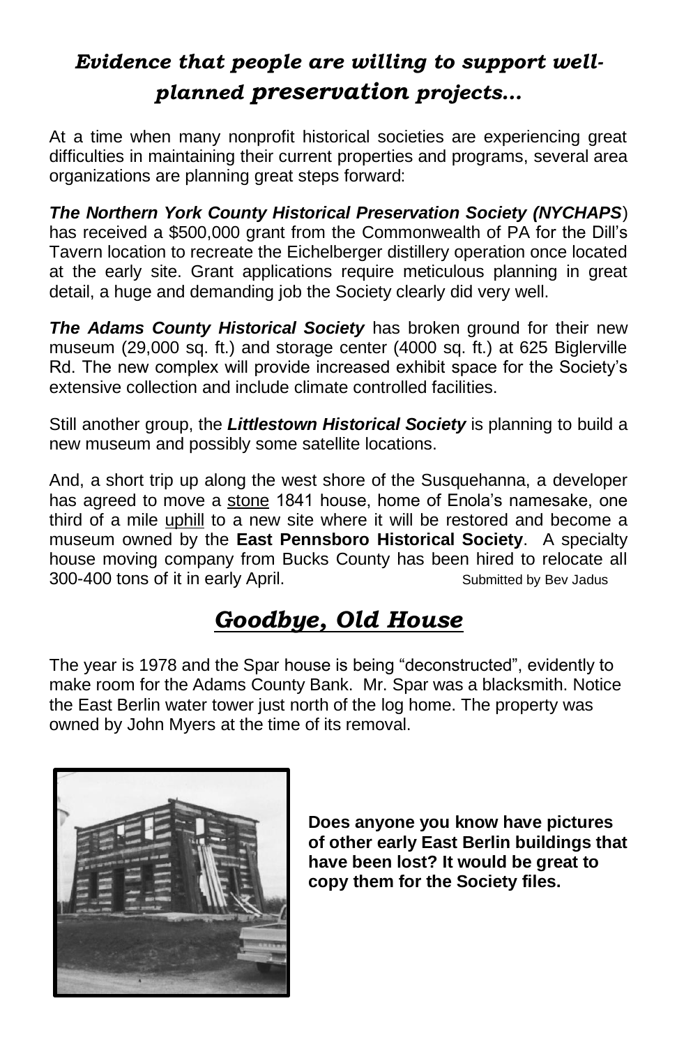## *Evidence that people are willing to support well-planned preservation projects…*

At a time when many nonprofit historical societies are experiencing great difficulties in maintaining their current properties and programs, several area organizations are planning great steps forward:

***The Northern York County Historical Preservation Society (NYCHAPS***) has received a $500,000 grant from the Commonwealth of PA for the Dill's Tavern location to recreate the Eichelberger distillery operation once located at the early site. Grant applications require meticulous planning in great detail, a huge and demanding job the Society clearly did very well.

***The Adams County Historical Society*** has broken ground for their new museum (29,000 sq. ft.) and storage center (4000 sq. ft.) at 625 Biglerville Rd. The new complex will provide increased exhibit space for the Society's extensive collection and include climate controlled facilities.

Still another group, the ***Littlestown Historical Society*** is planning to build a new museum and possibly some satellite locations.

And, a short trip up along the west shore of the Susquehanna, a developer has agreed to move a stone 1841 house, home of Enola's namesake, one third of a mile uphill to a new site where it will be restored and become a museum owned by the **East Pennsboro Historical Society**. A specialty house moving company from Bucks County has been hired to relocate all 300-400 tons of it in early April.

Submitted by Bev Jadus

## *Goodbye, Old House*

The year is 1978 and the Spar house is being "deconstructed", evidently to make room for the Adams County Bank. Mr. Spar was a blacksmith. Notice the East Berlin water tower just north of the log home. The property was owned by John Myers at the time of its removal.

**Does anyone you know have pictures of other early East Berlin buildings that have been lost? It would be great to copy them for the Society files.**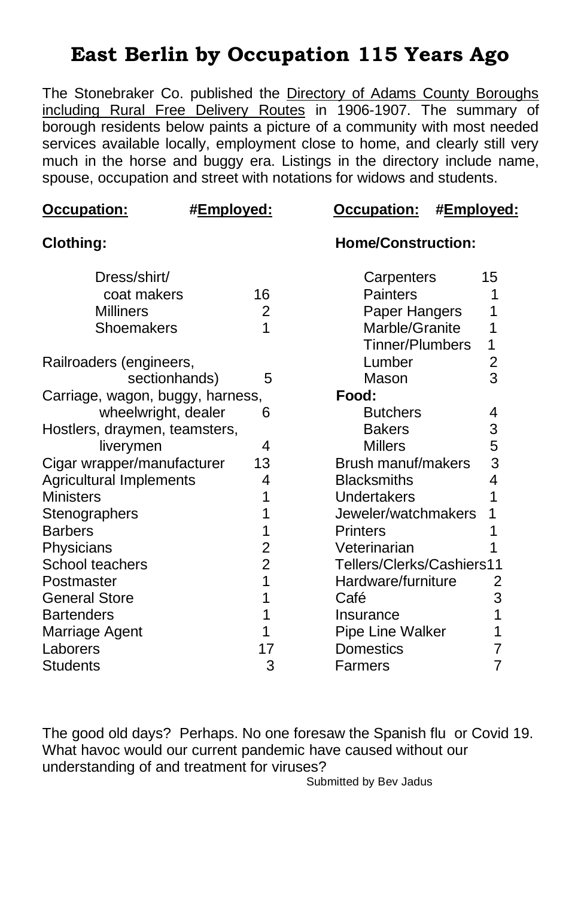# East Berlin by Occupation 115 Years Ago

The Stonebraker Co. published the Directory of Adams County Boroughs including Rural Free Delivery Routes in 1906-1907. The summary of borough residents below paints a picture of a community with most needed services available locally, employment close to home, and clearly still very much in the horse and buggy era. Listings in the directory include name, spouse, occupation and street with notations for widows and students.

| Occupation: | #Employed: |
|---|---|
| **Clothing:** | |
| Dress/shirt/ coat makers | 16 |
| Milliners | 2 |
| Shoemakers | 1 |
| Railroaders (engineers, sectionhands) | 5 |
| Carriage, wagon, buggy, harness, wheelwright, dealer | 6 |
| Hostlers, draymen, teamsters, liverymen | 4 |
| Cigar wrapper/manufacturer | 13 |
| Agricultural Implements | 4 |
| Ministers | 1 |
| Stenographers | 1 |
| Barbers | 1 |
| Physicians | 2 |
| School teachers | 2 |
| Postmaster | 1 |
| General Store | 1 |
| Bartenders | 1 |
| Marriage Agent | 1 |
| Laborers | 17 |
| Students | 3 |

| Occupation: | #Employed: |
|---|---|
| **Home/Construction:** | |
| Carpenters | 15 |
| Painters | 1 |
| Paper Hangers | 1 |
| Marble/Granite | 1 |
| Tinner/Plumbers | 1 |
| Lumber | 2 |
| Mason | 3 |
| **Food:** | |
| Butchers | 4 |
| Bakers | 3 |
| Millers | 5 |
| Brush manuf/makers | 3 |
| Blacksmiths | 4 |
| Undertakers | 1 |
| Jeweler/watchmakers | 1 |
| Printers | 1 |
| Veterinarian | 1 |
| Tellers/Clerks/Cashiers | 11 |
| Hardware/furniture | 2 |
| Café | 3 |
| Insurance | 1 |
| Pipe Line Walker | 1 |
| Domestics | 7 |
| Farmers | 7 |

The good old days? Perhaps. No one foresaw the Spanish flu or Covid 19. What havoc would our current pandemic have caused without our understanding of and treatment for viruses?

Submitted by Bev Jadus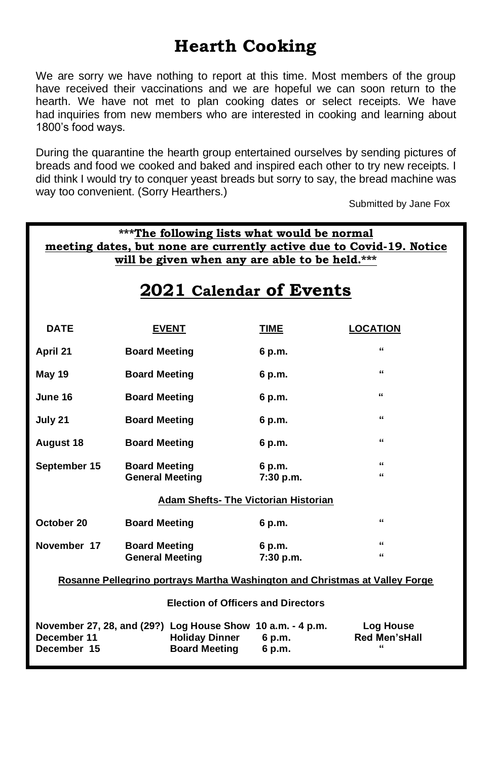# Hearth Cooking

We are sorry we have nothing to report at this time. Most members of the group have received their vaccinations and we are hopeful we can soon return to the hearth. We have not met to plan cooking dates or select receipts. We have had inquiries from new members who are interested in cooking and learning about 1800's food ways.

During the quarantine the hearth group entertained ourselves by sending pictures of breads and food we cooked and baked and inspired each other to try new receipts. I did think I would try to conquer yeast breads but sorry to say, the bread machine was way too convenient. (Sorry Hearthers.)

Submitted by Jane Fox

**\*\*\*The following lists what would be normal meeting dates, but none are currently active due to Covid-19. Notice will be given when any are able to be held.\*\*\***

## 2021 Calendar of Events

| DATE | EVENT | TIME | LOCATION |
|---|---|---|---|
| **April 21** | **Board Meeting** | **6 p.m.** | " |
| **May 19** | **Board Meeting** | **6 p.m.** | " |
| **June 16** | **Board Meeting** | **6 p.m.** | " |
| **July 21** | **Board Meeting** | **6 p.m.** | " |
| **August 18** | **Board Meeting** | **6 p.m.** | " |
| **September 15** | **Board Meeting** | **6 p.m.** | " |
| | **General Meeting** | **7:30 p.m.** | " |
| | **Adam Shefts- The Victorian Historian** | | |
| **October 20** | **Board Meeting** | **6 p.m.** | " |
| **November 17** | **Board Meeting** | **6 p.m.** | " |
| | **General Meeting** | **7:30 p.m.** | " |
| | **Rosanne Pellegrino portrays Martha Washington and Christmas at Valley Forge** | | |
| | **Election of Officers and Directors** | | |
| **November 27, 28, and (29?)** | **Log House Show** | **10 a.m. - 4 p.m.** | **Log House** |
| **December 11** | **Holiday Dinner** | **6 p.m.** | **Red Men'sHall** |
| **December 15** | **Board Meeting** | **6 p.m.** | " |